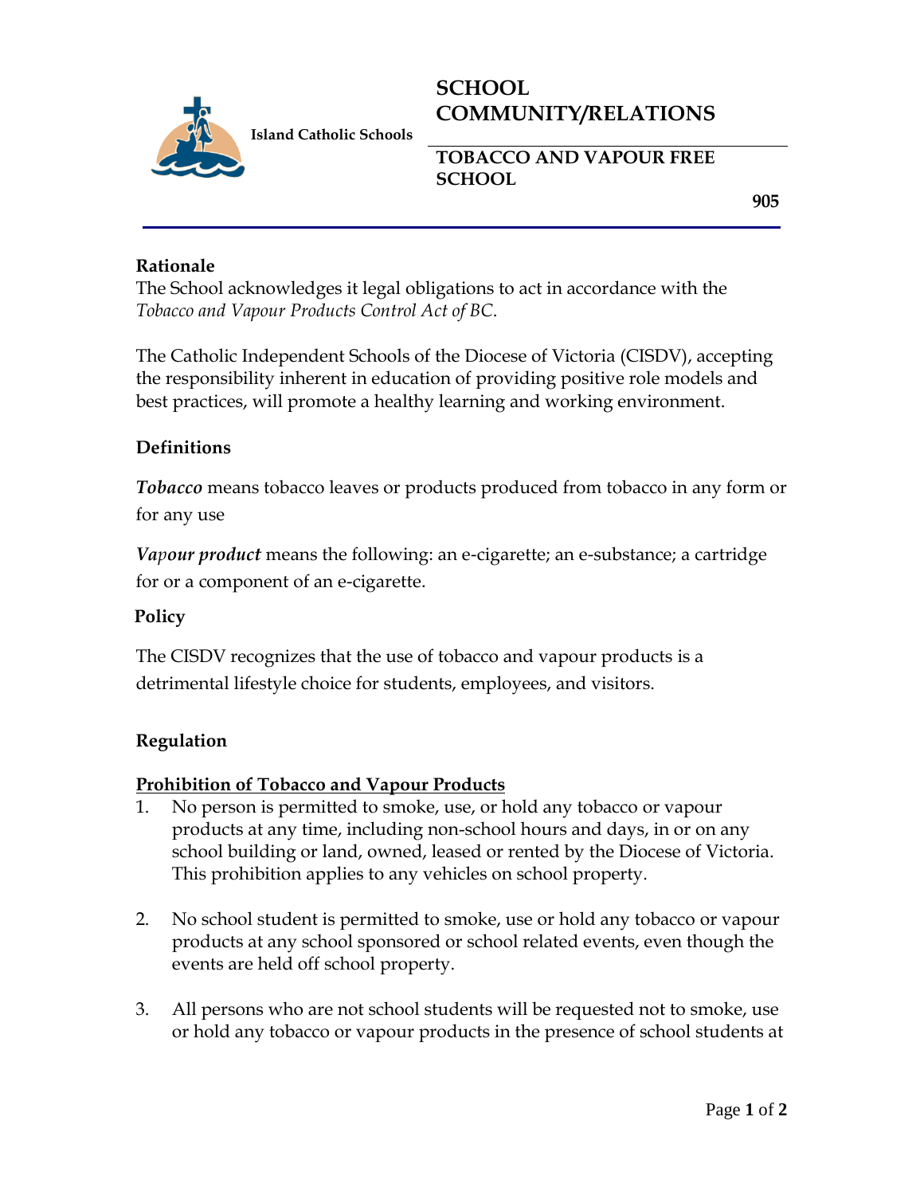Island Catholic Schools

# SCHOOL COMMUNITY/RELATIONS

## TOBACCO AND VAPOUR FREE SCHOOL

**905**

### Rationale

The School acknowledges it legal obligations to act in accordance with the *Tobacco and Vapour Products Control Act of BC*.

The Catholic Independent Schools of the Diocese of Victoria (CISDV), accepting the responsibility inherent in education of providing positive role models and best practices, will promote a healthy learning and working environment.

### Definitions

***Tobacco*** means tobacco leaves or products produced from tobacco in any form or for any use

***Vapour product*** means the following: an e-cigarette; an e-substance; a cartridge for or a component of an e-cigarette.

### Policy

The CISDV recognizes that the use of tobacco and vapour products is a detrimental lifestyle choice for students, employees, and visitors.

### Regulation

**Prohibition of Tobacco and Vapour Products**

1. No person is permitted to smoke, use, or hold any tobacco or vapour products at any time, including non-school hours and days, in or on any school building or land, owned, leased or rented by the Diocese of Victoria. This prohibition applies to any vehicles on school property.

2. No school student is permitted to smoke, use or hold any tobacco or vapour products at any school sponsored or school related events, even though the events are held off school property.

3. All persons who are not school students will be requested not to smoke, use or hold any tobacco or vapour products in the presence of school students at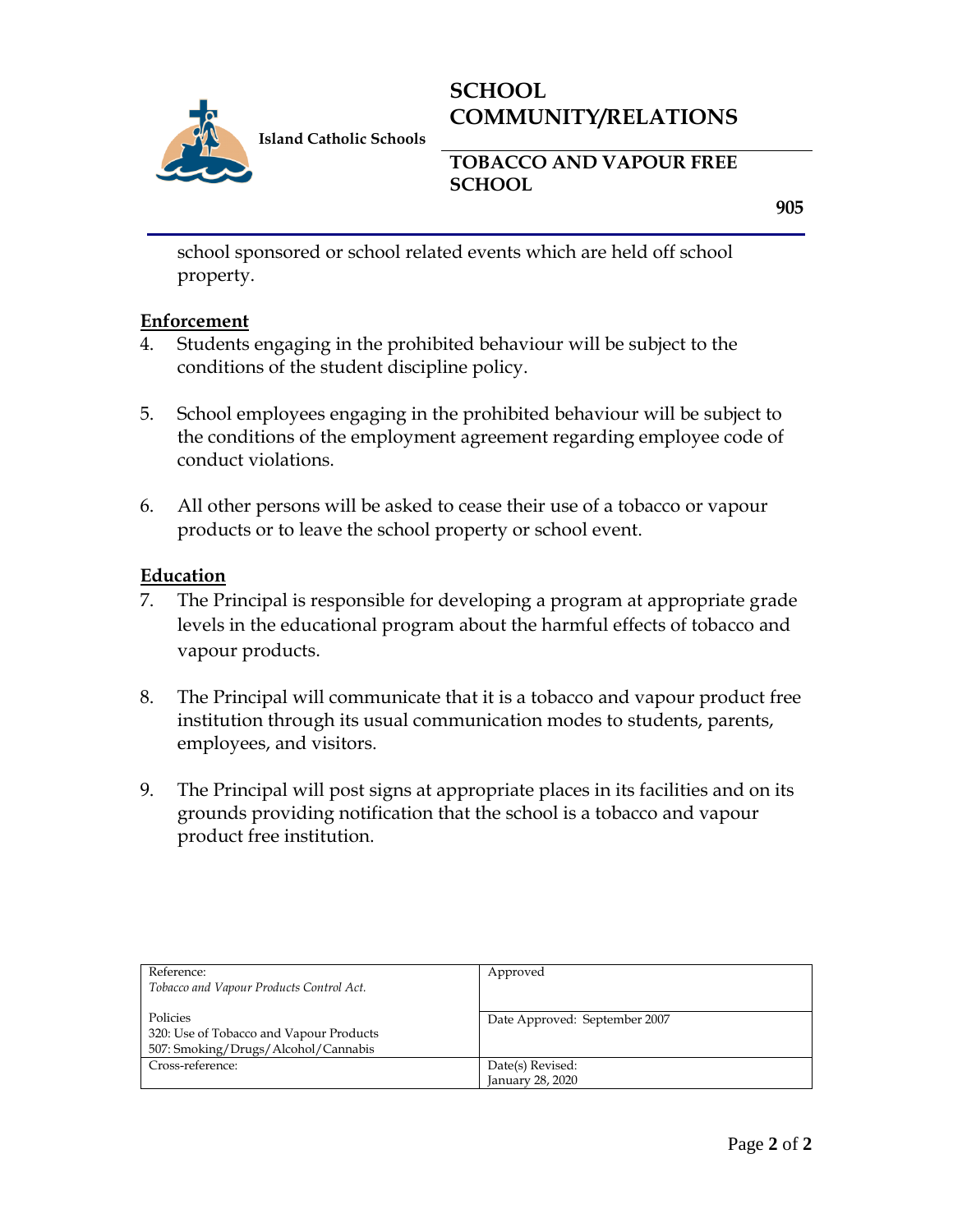school sponsored or school related events which are held off school property.

**Enforcement**

4. Students engaging in the prohibited behaviour will be subject to the conditions of the student discipline policy.

5. School employees engaging in the prohibited behaviour will be subject to the conditions of the employment agreement regarding employee code of conduct violations.

6. All other persons will be asked to cease their use of a tobacco or vapour products or to leave the school property or school event.

**Education**

7. The Principal is responsible for developing a program at appropriate grade levels in the educational program about the harmful effects of tobacco and vapour products.

8. The Principal will communicate that it is a tobacco and vapour product free institution through its usual communication modes to students, parents, employees, and visitors.

9. The Principal will post signs at appropriate places in its facilities and on its grounds providing notification that the school is a tobacco and vapour product free institution.

| | |
|---|---|
| Reference:<br>*Tobacco and Vapour Products Control Act.* | Approved |
| Policies<br>320: Use of Tobacco and Vapour Products<br>507: Smoking/Drugs/Alcohol/Cannabis | Date Approved: September 2007 |
| Cross-reference: | Date(s) Revised:<br>January 28, 2020 |